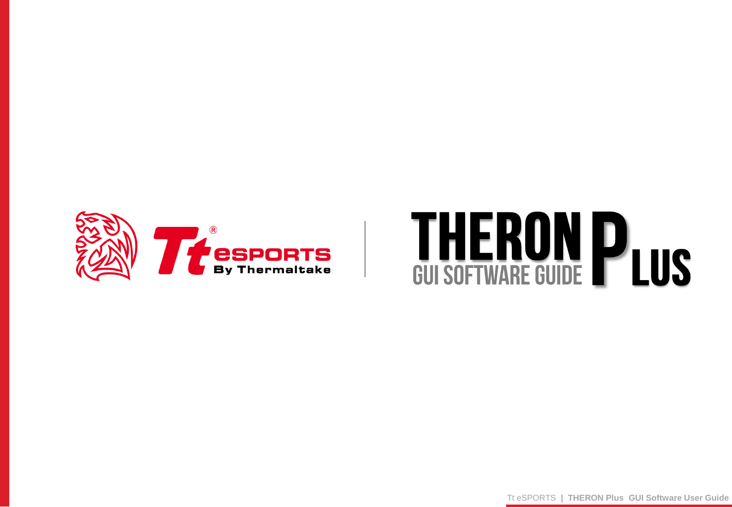Tt eSPORTS By Thermaltake

# THERON PLUS

## GUI SOFTWARE GUIDE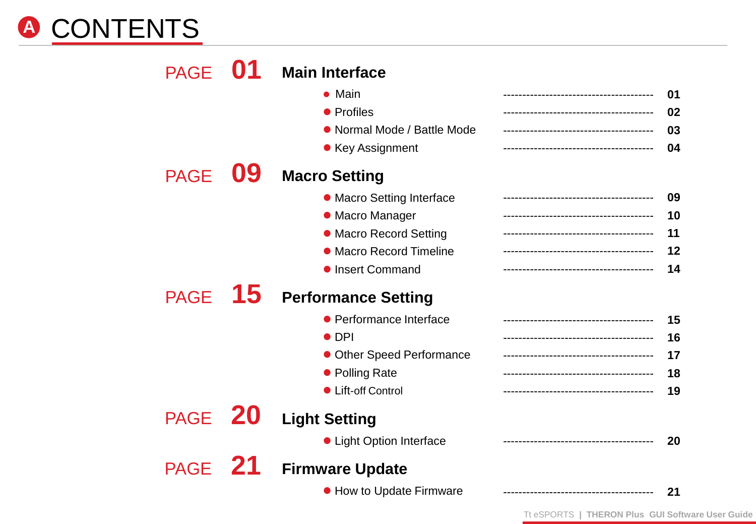# A CONTENTS

## PAGE 01 Main Interface

- Main ---------------------------------------- 01
- Profiles ---------------------------------------- 02
- Normal Mode / Battle Mode ---------------------------------------- 03
- Key Assignment ---------------------------------------- 04

## PAGE 09 Macro Setting

- Macro Setting Interface ---------------------------------------- 09
- Macro Manager ---------------------------------------- 10
- Macro Record Setting ---------------------------------------- 11
- Macro Record Timeline ---------------------------------------- 12
- Insert Command ---------------------------------------- 14

## PAGE 15 Performance Setting

- Performance Interface ---------------------------------------- 15
- DPI ---------------------------------------- 16
- Other Speed Performance ---------------------------------------- 17
- Polling Rate ---------------------------------------- 18
- Lift-off Control ---------------------------------------- 19

## PAGE 20 Light Setting

- Light Option Interface ---------------------------------------- 20

## PAGE 21 Firmware Update

- How to Update Firmware ---------------------------------------- 21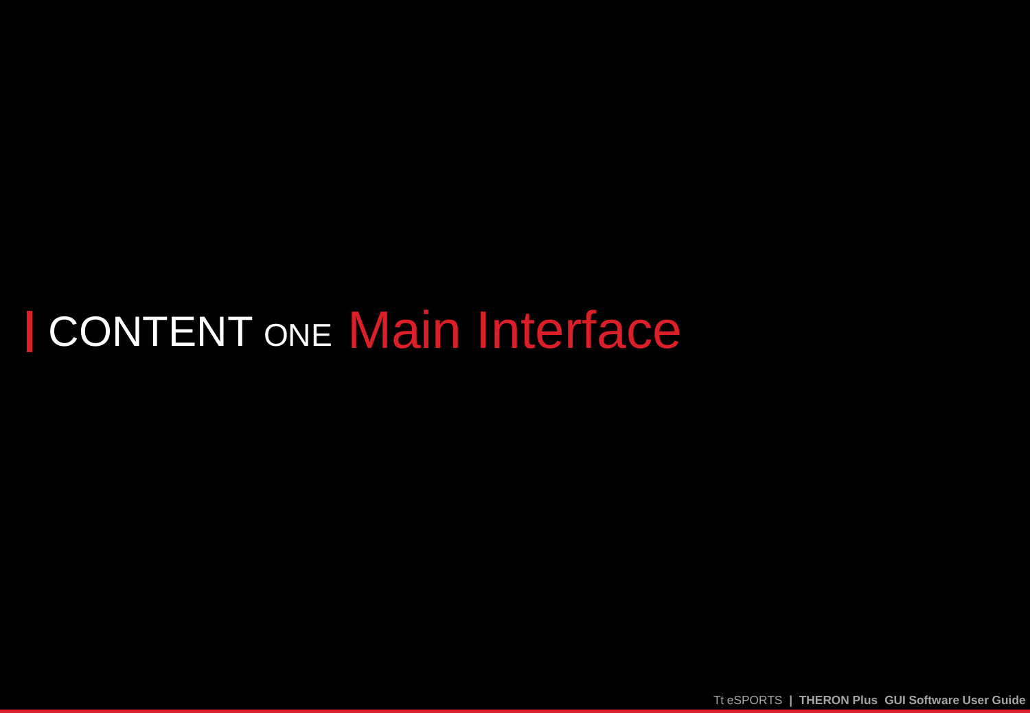# | CONTENT ONE Main Interface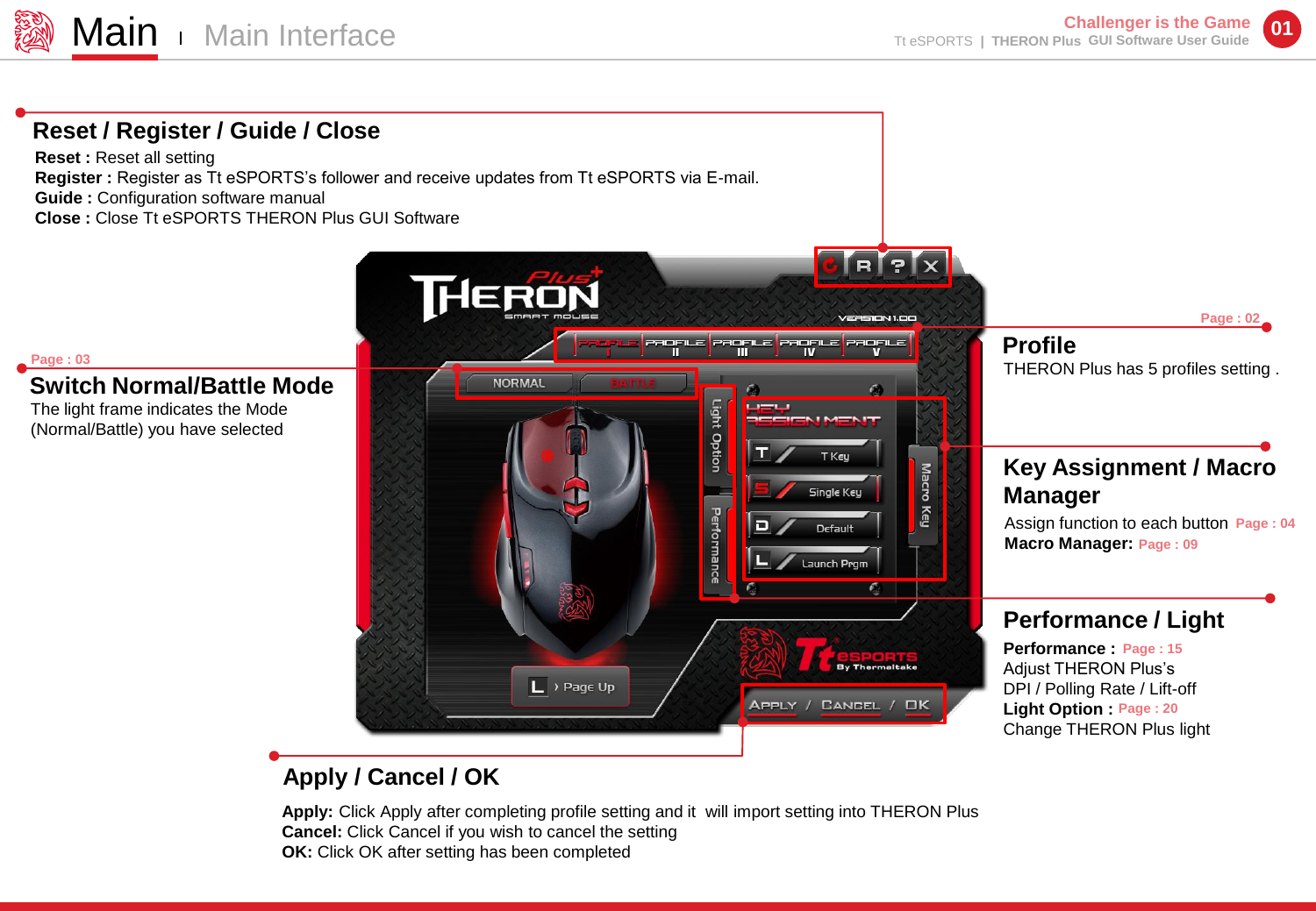# Main | Main Interface

## Reset / Register / Guide / Close

**Reset :** Reset all setting
**Register :** Register as Tt eSPORTS's follower and receive updates from Tt eSPORTS via E-mail.
**Guide :** Configuration software manual
**Close :** Close Tt eSPORTS THERON Plus GUI Software

## Switch Normal/Battle Mode

Page : 03

The light frame indicates the Mode (Normal/Battle) you have selected

## Profile

Page : 02

THERON Plus has 5 profiles setting .

## Key Assignment / Macro Manager

Assign function to each button Page : 04
**Macro Manager:** Page : 09

## Performance / Light

**Performance :** Page : 15
Adjust THERON Plus's DPI / Polling Rate / Lift-off
**Light Option :** Page : 20
Change THERON Plus light

## Apply / Cancel / OK

**Apply:** Click Apply after completing profile setting and it will import setting into THERON Plus
**Cancel:** Click Cancel if you wish to cancel the setting
**OK:** Click OK after setting has been completed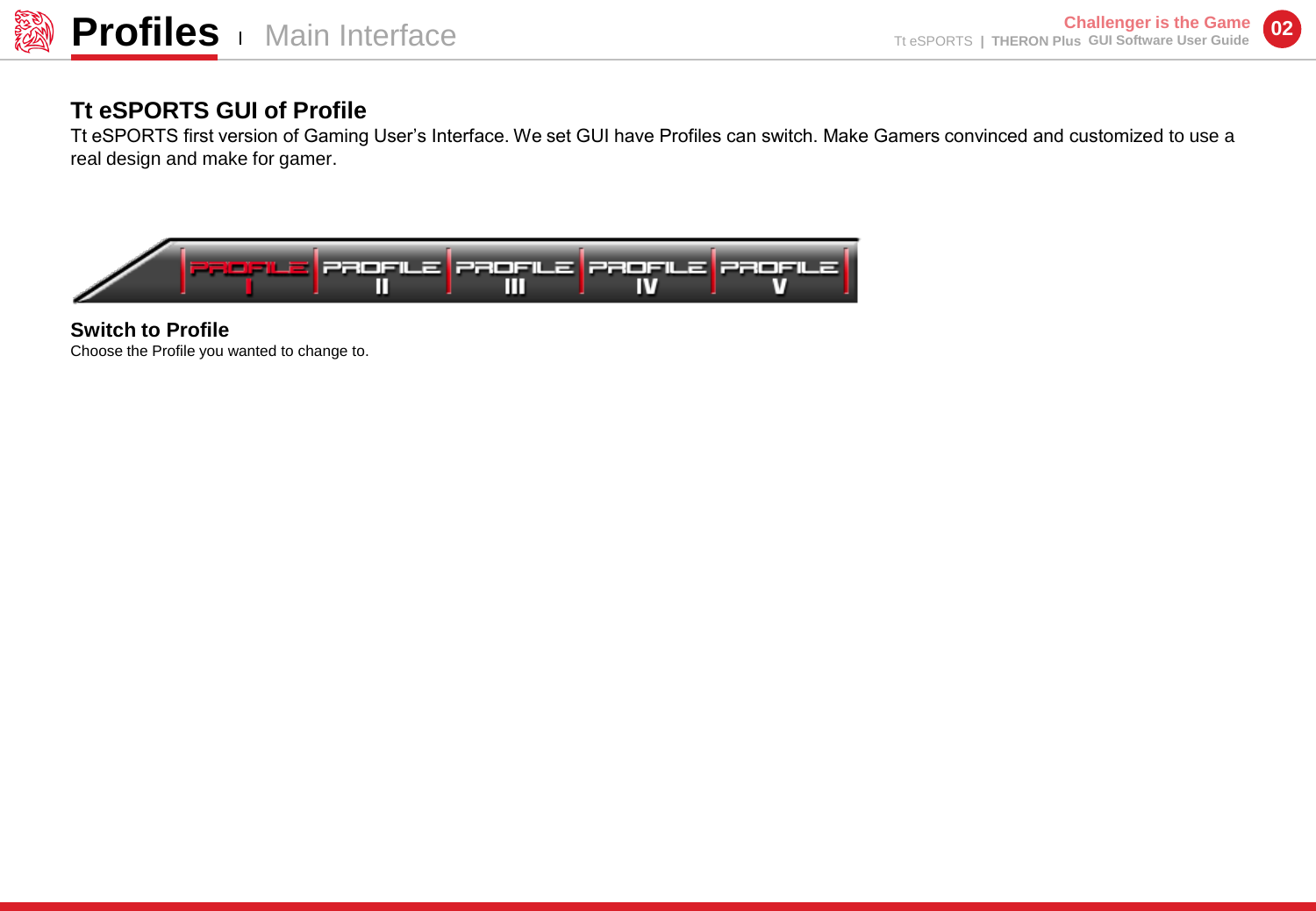# Profiles | Main Interface

## Tt eSPORTS GUI of Profile

Tt eSPORTS first version of Gaming User's Interface. We set GUI have Profiles can switch. Make Gamers convinced and customized to use a real design and make for gamer.

### Switch to Profile

Choose the Profile you wanted to change to.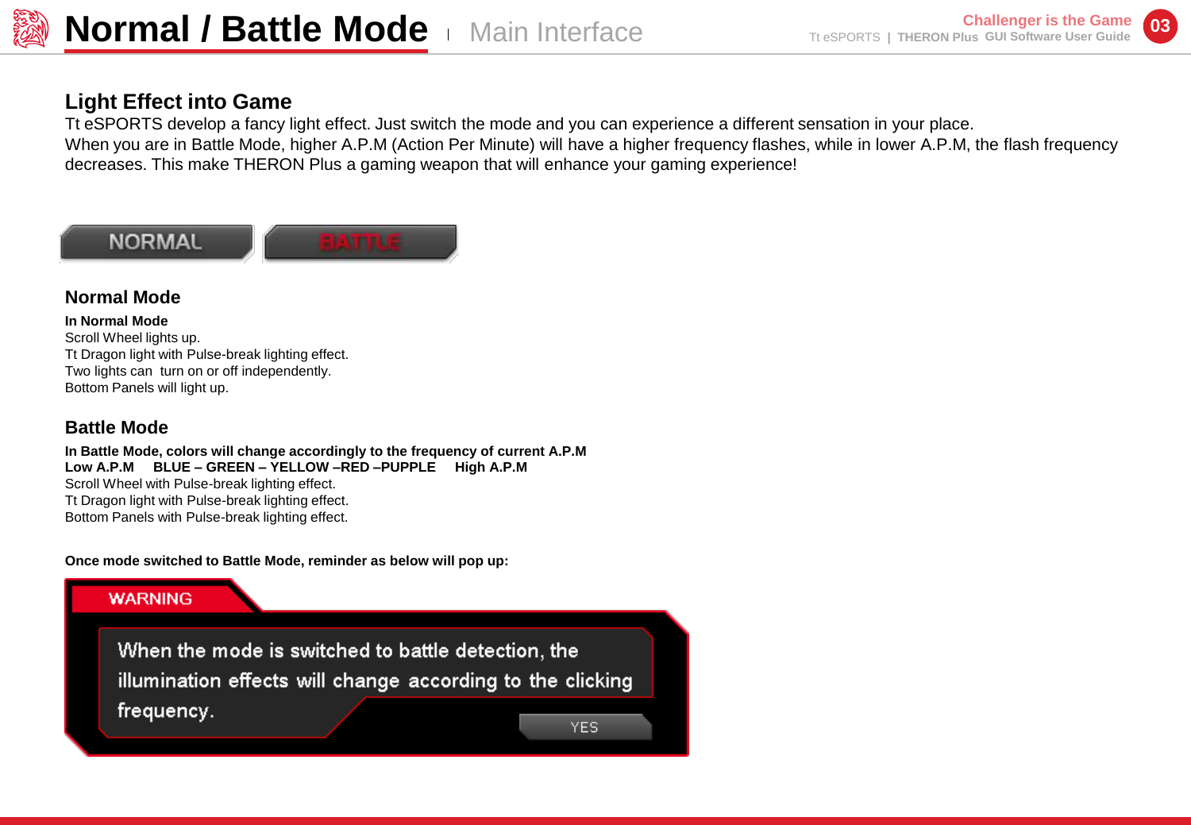# Normal / Battle Mode | Main Interface

## Light Effect into Game

Tt eSPORTS develop a fancy light effect. Just switch the mode and you can experience a different sensation in your place.
When you are in Battle Mode, higher A.P.M (Action Per Minute) will have a higher frequency flashes, while in lower A.P.M, the flash frequency decreases. This make THERON Plus a gaming weapon that will enhance your gaming experience!

NORMAL BATTLE

### Normal Mode

**In Normal Mode**
Scroll Wheel lights up.
Tt Dragon light with Pulse-break lighting effect.
Two lights can turn on or off independently.
Bottom Panels will light up.

### Battle Mode

**In Battle Mode, colors will change accordingly to the frequency of current A.P.M**
**Low A.P.M BLUE – GREEN – YELLOW –RED –PUPPLE High A.P.M**
Scroll Wheel with Pulse-break lighting effect.
Tt Dragon light with Pulse-break lighting effect.
Bottom Panels with Pulse-break lighting effect.

**Once mode switched to Battle Mode, reminder as below will pop up:**

WARNING

When the mode is switched to battle detection, the illumination effects will change according to the clicking frequency.

YES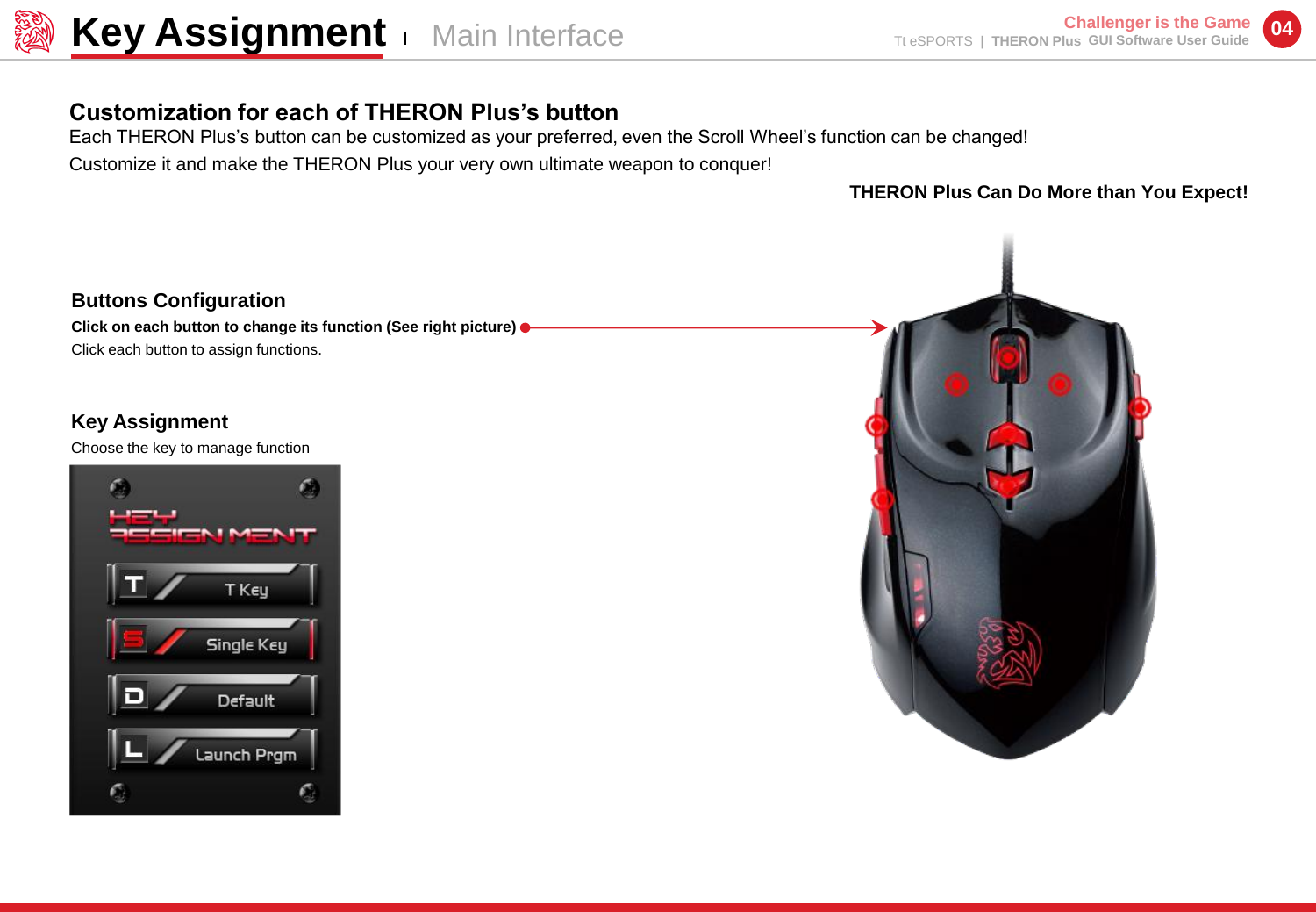# Key Assignment | Main Interface

## Customization for each of THERON Plus's button

Each THERON Plus's button can be customized as your preferred, even the Scroll Wheel's function can be changed!
Customize it and make the THERON Plus your very own ultimate weapon to conquer!

**THERON Plus Can Do More than You Expect!**

### Buttons Configuration

**Click on each button to change its function (See right picture)**

Click each button to assign functions.

### Key Assignment

Choose the key to manage function

- T Key
- Single Key
- Default
- Launch Prgm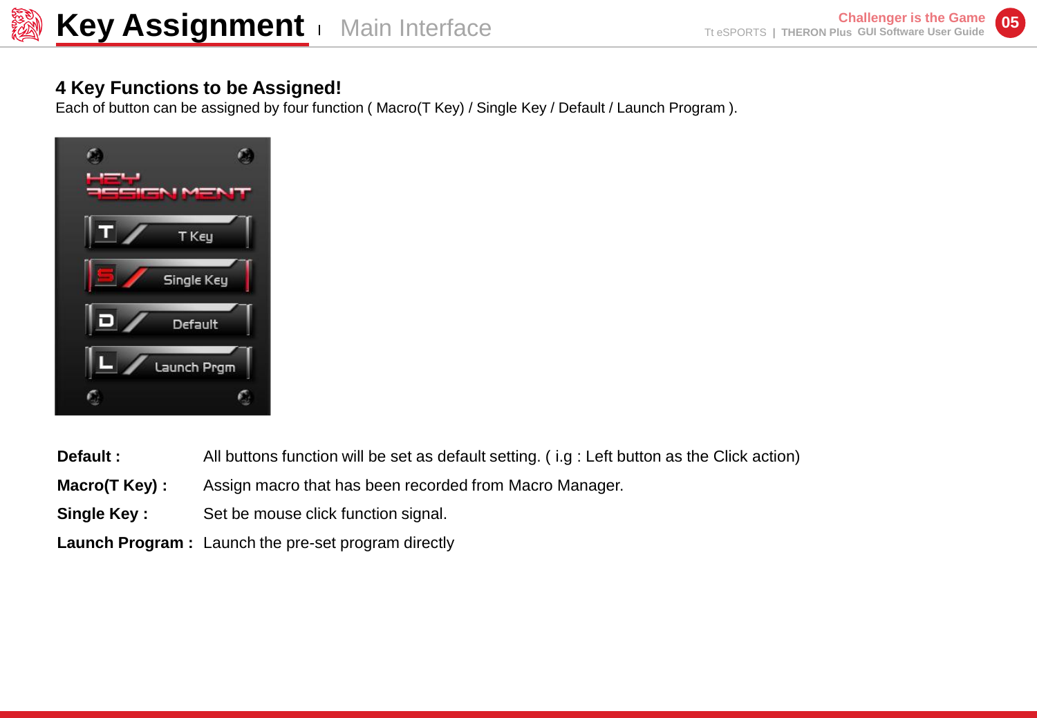# Key Assignment | Main Interface

### 4 Key Functions to be Assigned!

Each of button can be assigned by four function ( Macro(T Key) / Single Key / Default / Launch Program ).

**Default :** All buttons function will be set as default setting. ( i.g : Left button as the Click action)

**Macro(T Key) :** Assign macro that has been recorded from Macro Manager.

**Single Key :** Set be mouse click function signal.

**Launch Program :** Launch the pre-set program directly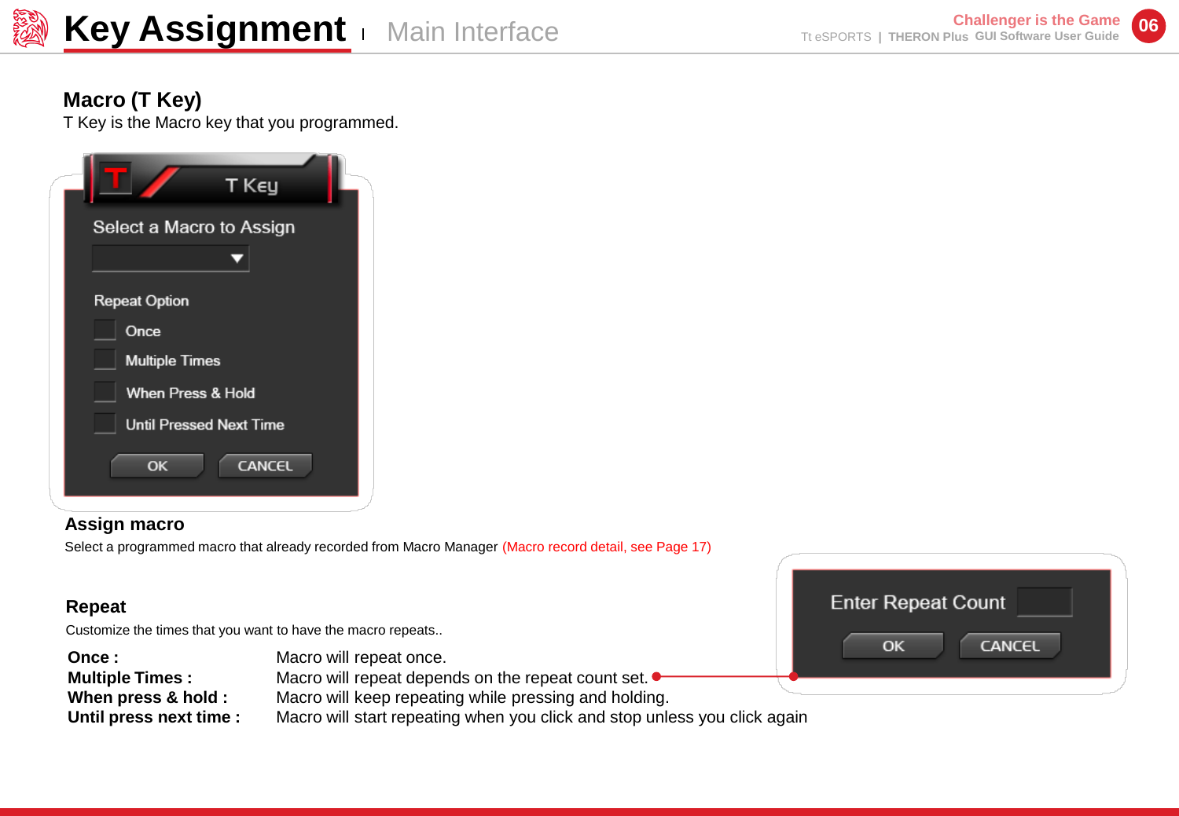# Key Assignment | Main Interface

## Macro (T Key)

T Key is the Macro key that you programmed.

### Assign macro

Select a programmed macro that already recorded from Macro Manager (Macro record detail, see Page 17)

### Repeat

Customize the times that you want to have the macro repeats..

| | |
|---|---|
| **Once :** | Macro will repeat once. |
| **Multiple Times :** | Macro will repeat depends on the repeat count set. |
| **When press & hold :** | Macro will keep repeating while pressing and holding. |
| **Until press next time :** | Macro will start repeating when you click and stop unless you click again |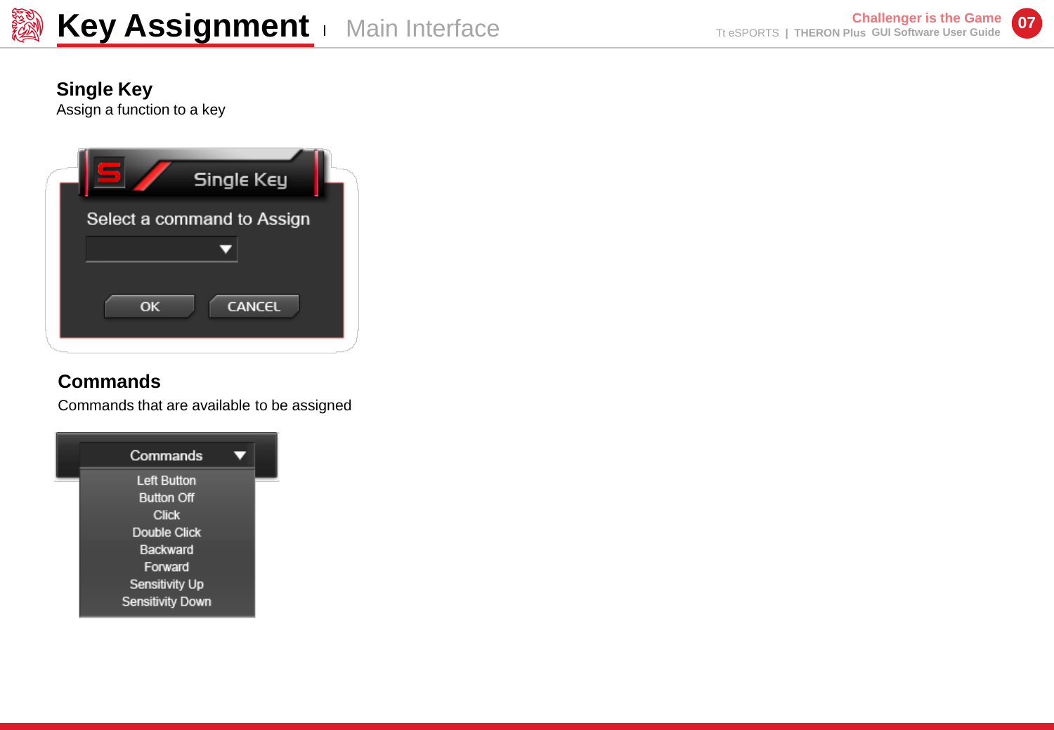# Key Assignment | Main Interface

## Single Key

Assign a function to a key

Single Key

Select a command to Assign

OK CANCEL

## Commands

Commands that are available to be assigned

Commands

- Left Button
- Button Off
- Click
- Double Click
- Backward
- Forward
- Sensitivity Up
- Sensitivity Down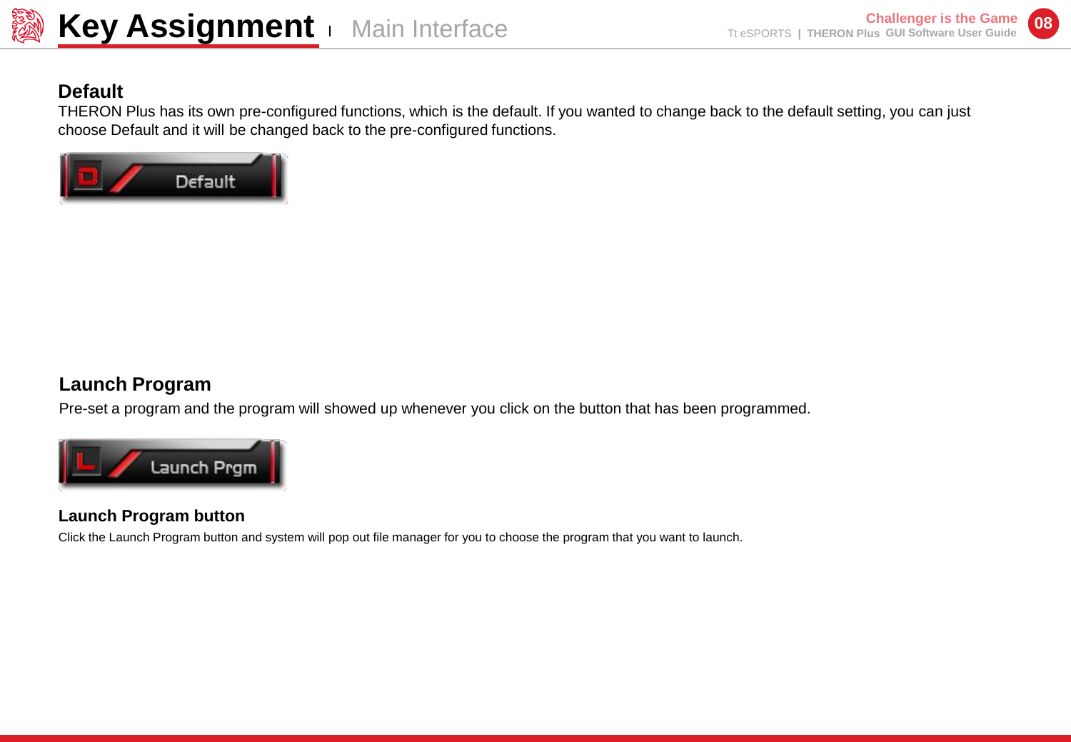# Key Assignment | Main Interface

## Default

THERON Plus has its own pre-configured functions, which is the default. If you wanted to change back to the default setting, you can just choose Default and it will be changed back to the pre-configured functions.

## Launch Program

Pre-set a program and the program will showed up whenever you click on the button that has been programmed.

### Launch Program button

Click the Launch Program button and system will pop out file manager for you to choose the program that you want to launch.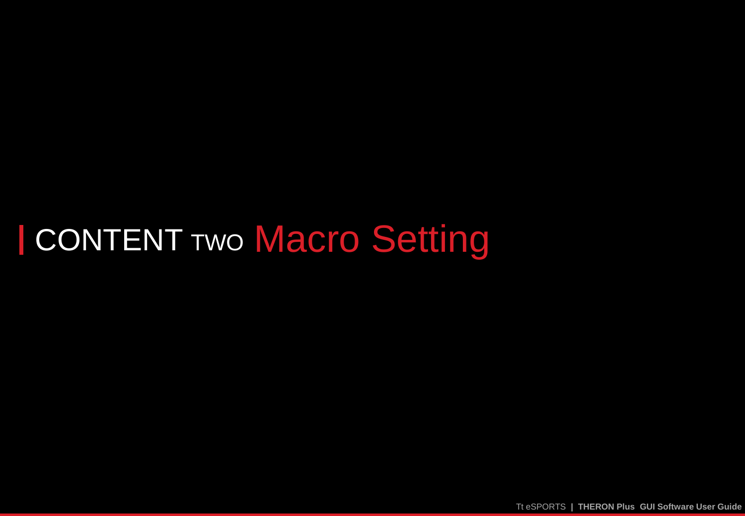# CONTENT TWO Macro Setting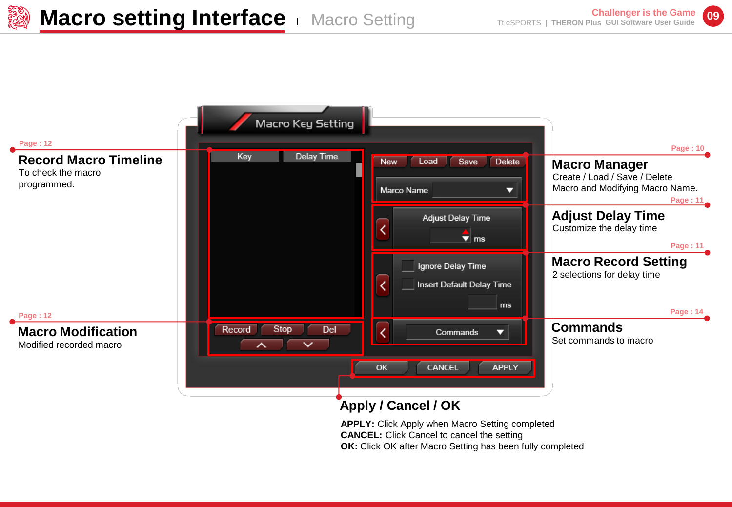# Macro setting Interface

Macro Setting

Page : 12

## Record Macro Timeline

To check the macro programmed.

Page : 12

## Macro Modification

Modified recorded macro

Page : 10

## Macro Manager

Create / Load / Save / Delete Macro and Modifying Macro Name.

Page : 11

## Adjust Delay Time

Customize the delay time

Page : 11

## Macro Record Setting

2 selections for delay time

Page : 14

## Commands

Set commands to macro

## Apply / Cancel / OK

**APPLY:** Click Apply when Macro Setting completed
**CANCEL:** Click Cancel to cancel the setting
**OK:** Click OK after Macro Setting has been fully completed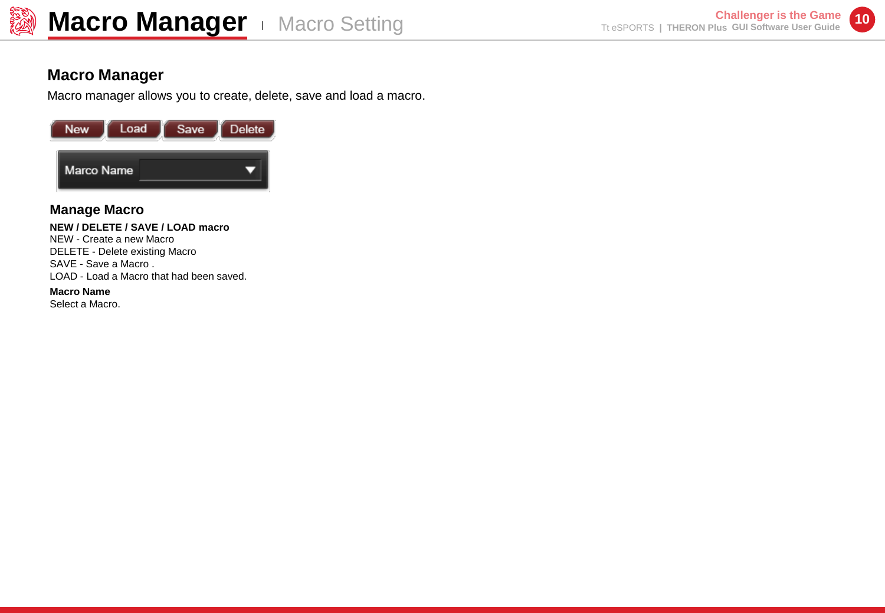# Macro Manager | Macro Setting

## Macro Manager

Macro manager allows you to create, delete, save and load a macro.

New Load Save Delete

Marco Name

### Manage Macro

**NEW / DELETE / SAVE / LOAD macro**
NEW - Create a new Macro
DELETE - Delete existing Macro
SAVE - Save a Macro .
LOAD - Load a Macro that had been saved.

**Macro Name**
Select a Macro.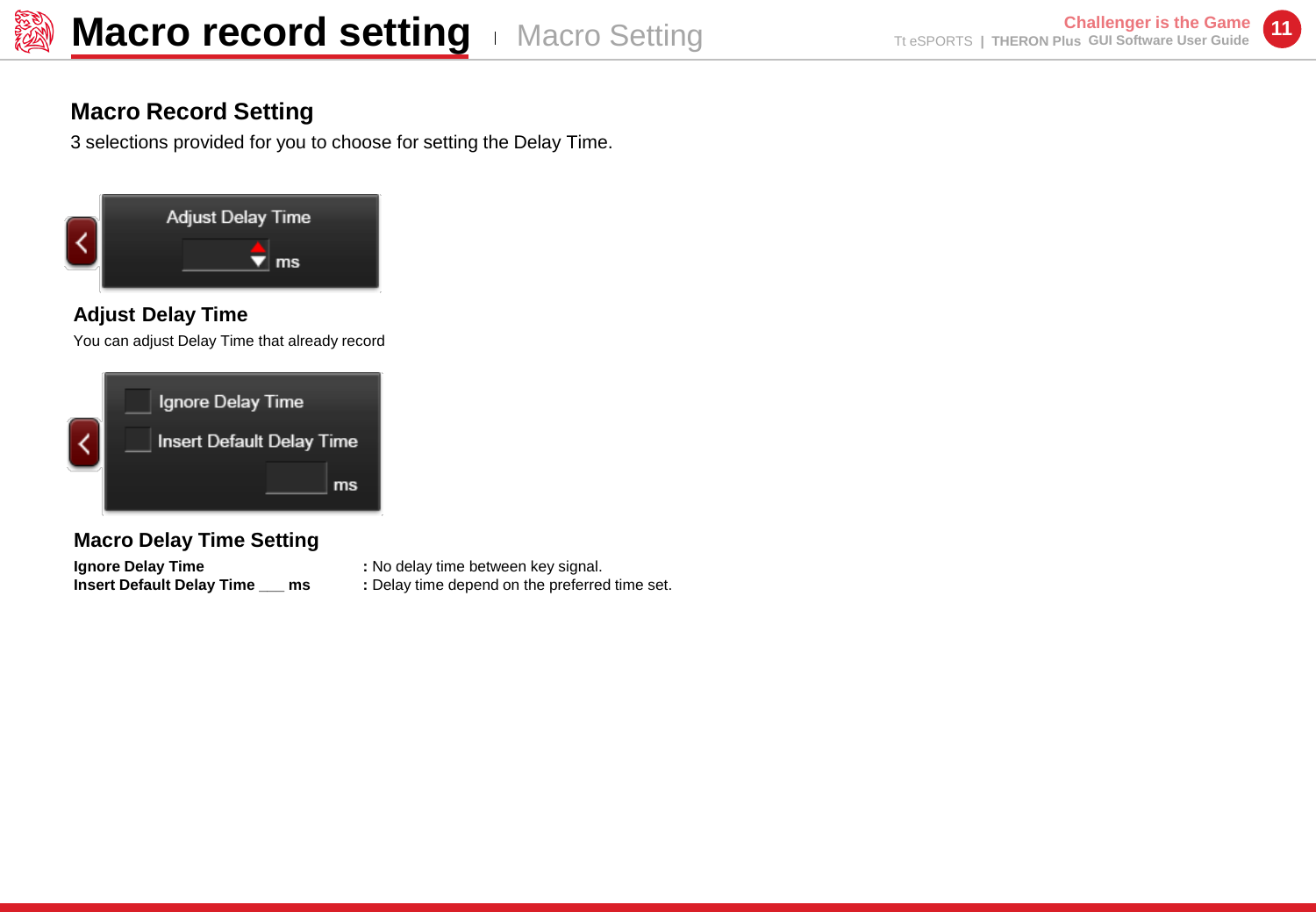# Macro record setting | Macro Setting

## Macro Record Setting

3 selections provided for you to choose for setting the Delay Time.

### Adjust Delay Time

You can adjust Delay Time that already record

### Macro Delay Time Setting

**Ignore Delay Time** : No delay time between key signal.
**Insert Default Delay Time ___ ms** : Delay time depend on the preferred time set.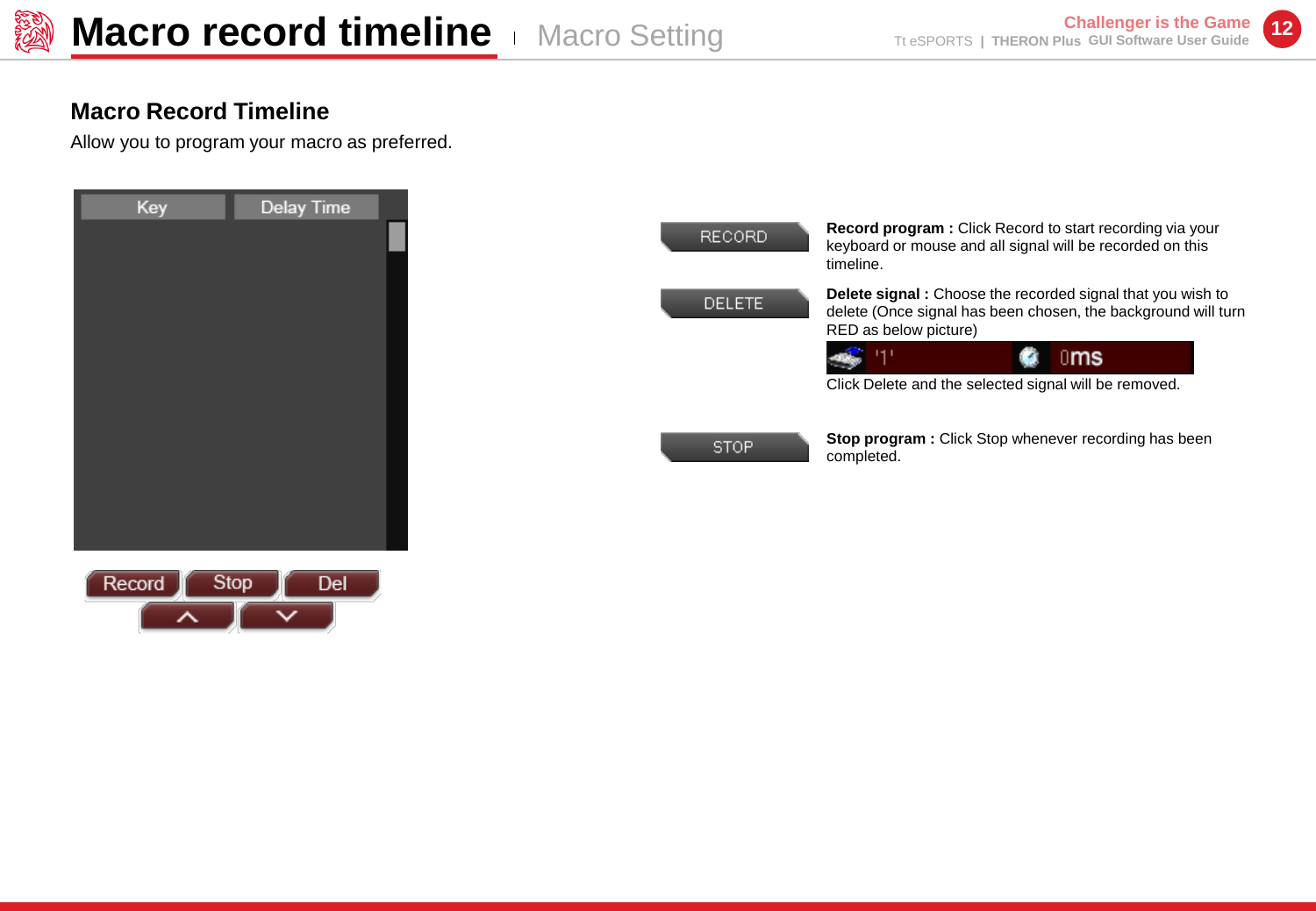# Macro record timeline | Macro Setting

## Macro Record Timeline

Allow you to program your macro as preferred.

**Record program :** Click Record to start recording via your keyboard or mouse and all signal will be recorded on this timeline.

**Delete signal :** Choose the recorded signal that you wish to delete (Once signal has been chosen, the background will turn RED as below picture)

Click Delete and the selected signal will be removed.

**Stop program :** Click Stop whenever recording has been completed.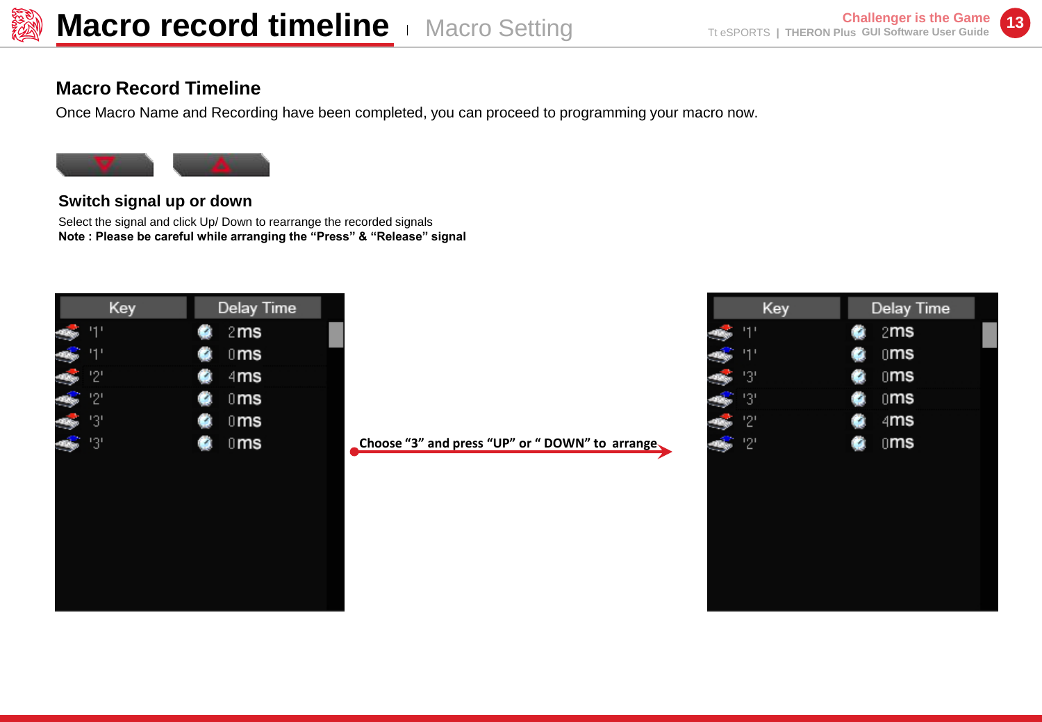# Macro record timeline | Macro Setting

## Macro Record Timeline

Once Macro Name and Recording have been completed, you can proceed to programming your macro now.

### Switch signal up or down

Select the signal and click Up/ Down to rearrange the recorded signals

**Note : Please be careful while arranging the "Press" & "Release" signal**

| Key | Delay Time |
|---|---|
| '1' | 2ms |
| '1' | 0ms |
| '2' | 4ms |
| '2' | 0ms |
| '3' | 0ms |
| '3' | 0ms |

Choose "3" and press "UP" or " DOWN" to arrange

| Key | Delay Time |
|---|---|
| '1' | 2ms |
| '1' | 0ms |
| '3' | 0ms |
| '3' | 0ms |
| '2' | 4ms |
| '2' | 0ms |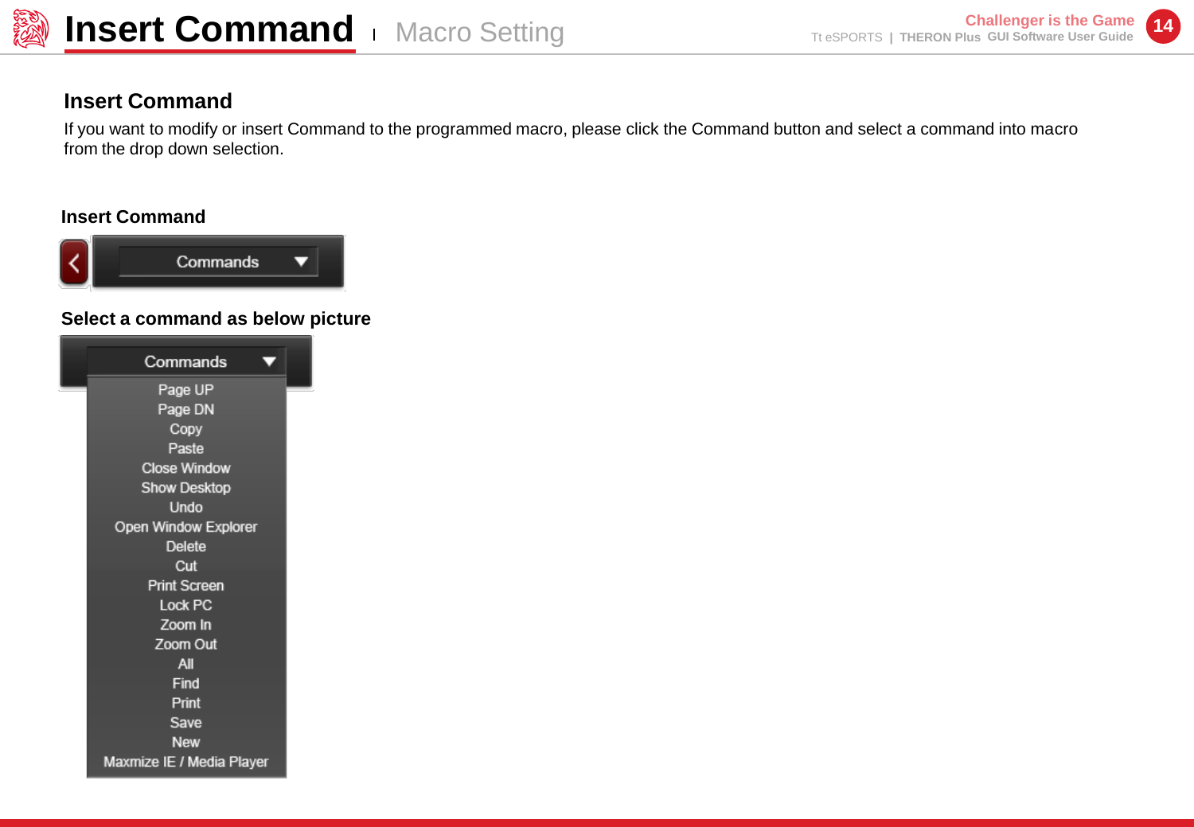# Insert Command | Macro Setting

## Insert Command

If you want to modify or insert Command to the programmed macro, please click the Command button and select a command into macro from the drop down selection.

**Insert Command**

Commands

**Select a command as below picture**

Commands

- Page UP
- Page DN
- Copy
- Paste
- Close Window
- Show Desktop
- Undo
- Open Window Explorer
- Delete
- Cut
- Print Screen
- Lock PC
- Zoom In
- Zoom Out
- All
- Find
- Print
- Save
- New
- Maxmize IE / Media Player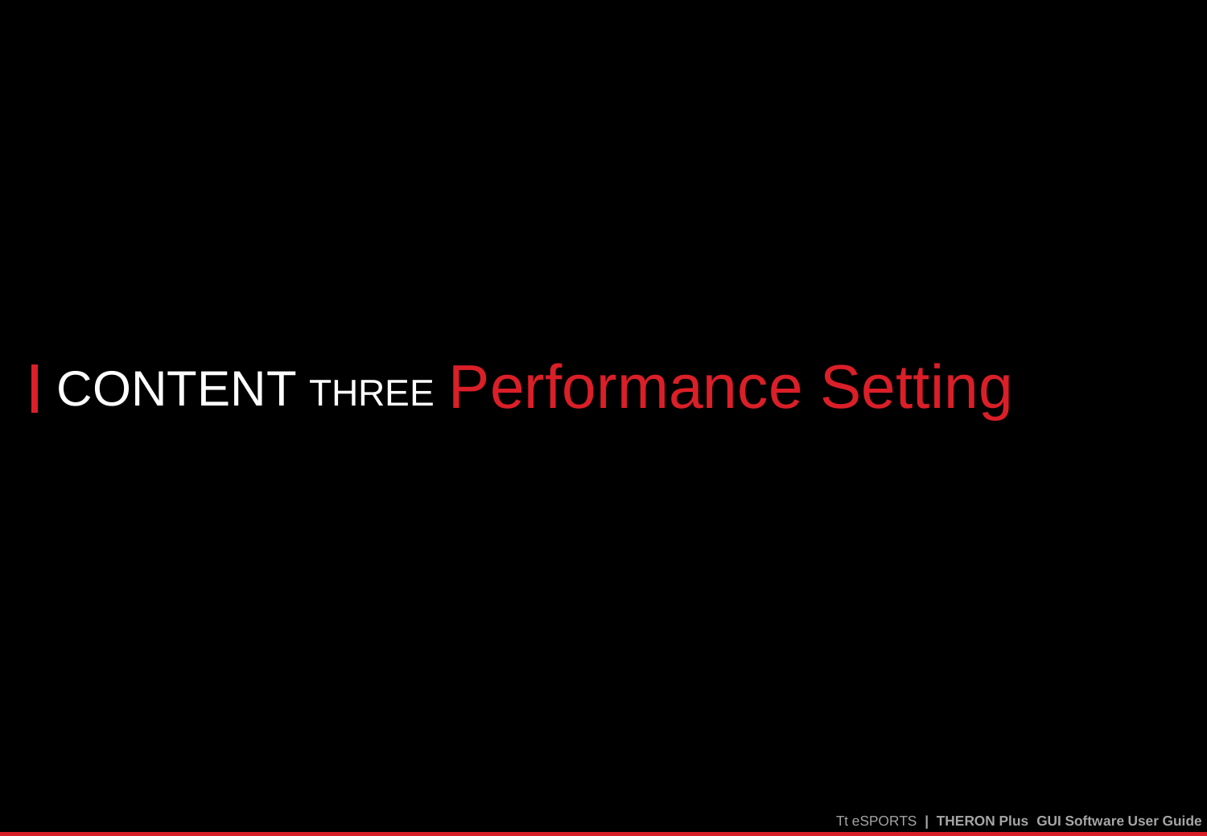# | CONTENT THREE Performance Setting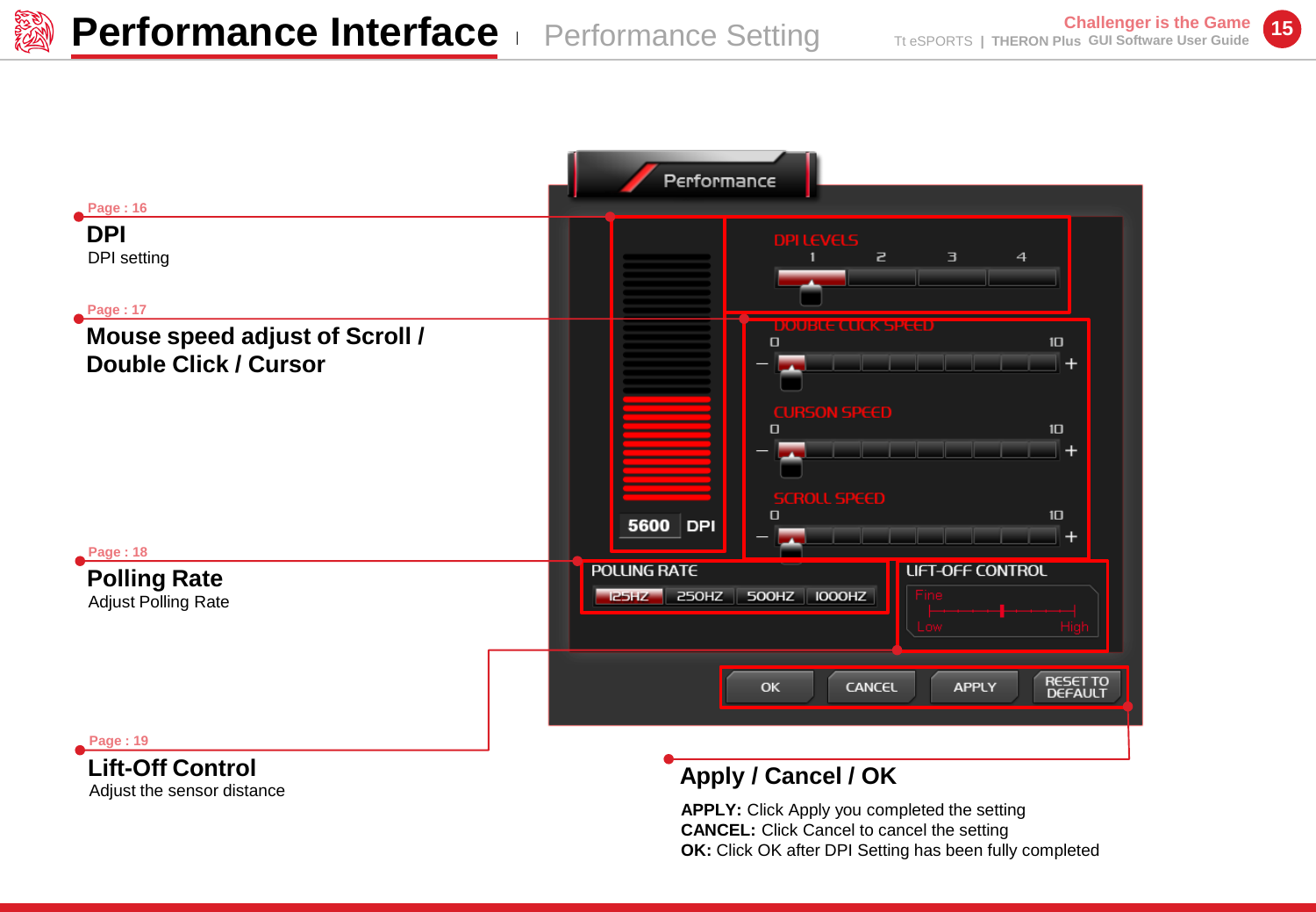# Performance Interface | Performance Setting

Page : 16

**DPI**

DPI setting

Page : 17

**Mouse speed adjust of Scroll / Double Click / Cursor**

Page : 18

**Polling Rate**

Adjust Polling Rate

Page : 19

**Lift-Off Control**

Adjust the sensor distance

**Apply / Cancel / OK**

**APPLY:** Click Apply you completed the setting
**CANCEL:** Click Cancel to cancel the setting
**OK:** Click OK after DPI Setting has been fully completed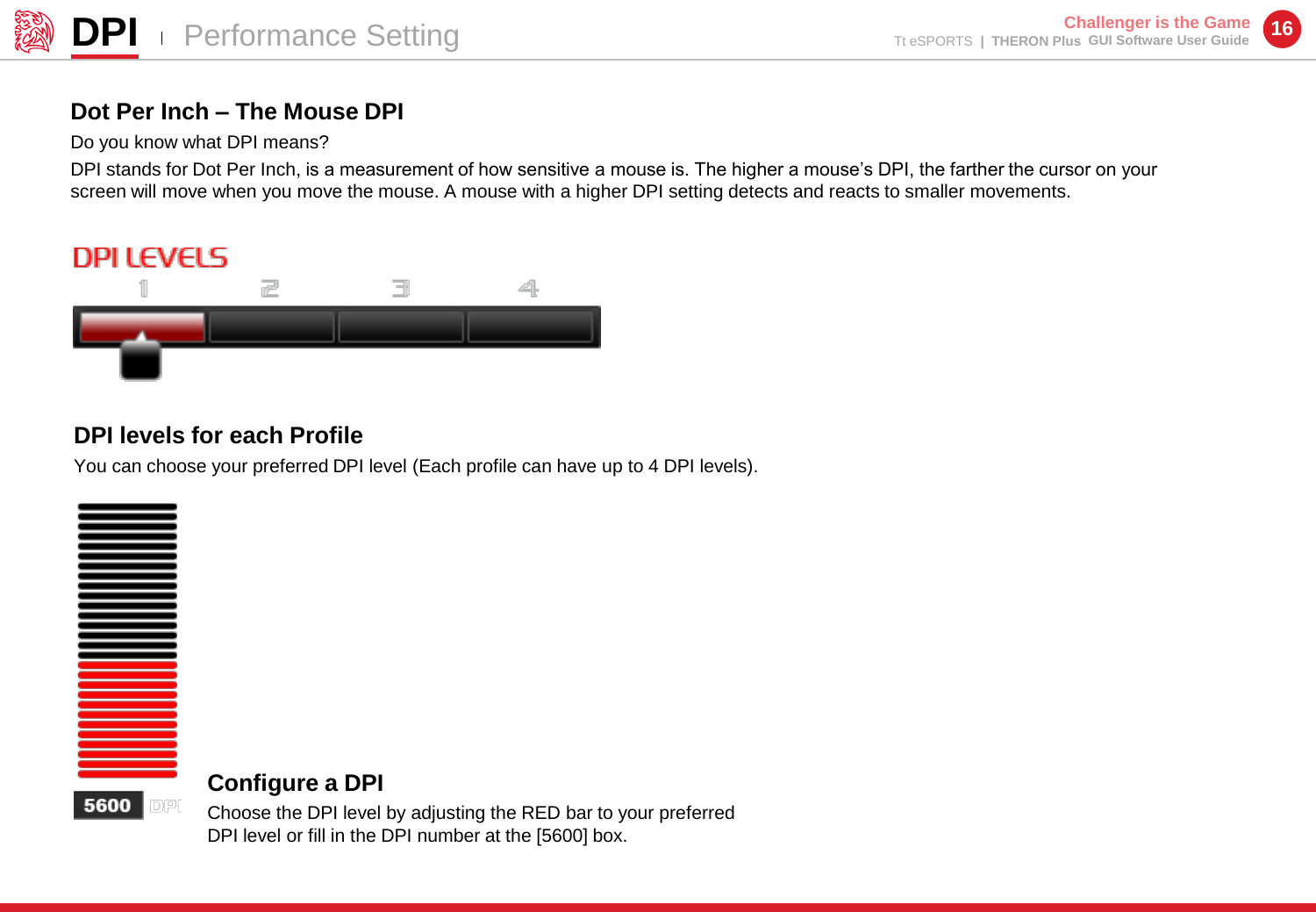# DPI | Performance Setting

## Dot Per Inch – The Mouse DPI

Do you know what DPI means?

DPI stands for Dot Per Inch, is a measurement of how sensitive a mouse is. The higher a mouse's DPI, the farther the cursor on your screen will move when you move the mouse. A mouse with a higher DPI setting detects and reacts to smaller movements.

DPI LEVELS

1 2 3 4

## DPI levels for each Profile

You can choose your preferred DPI level (Each profile can have up to 4 DPI levels).

5600 DPI

## Configure a DPI

Choose the DPI level by adjusting the RED bar to your preferred DPI level or fill in the DPI number at the [5600] box.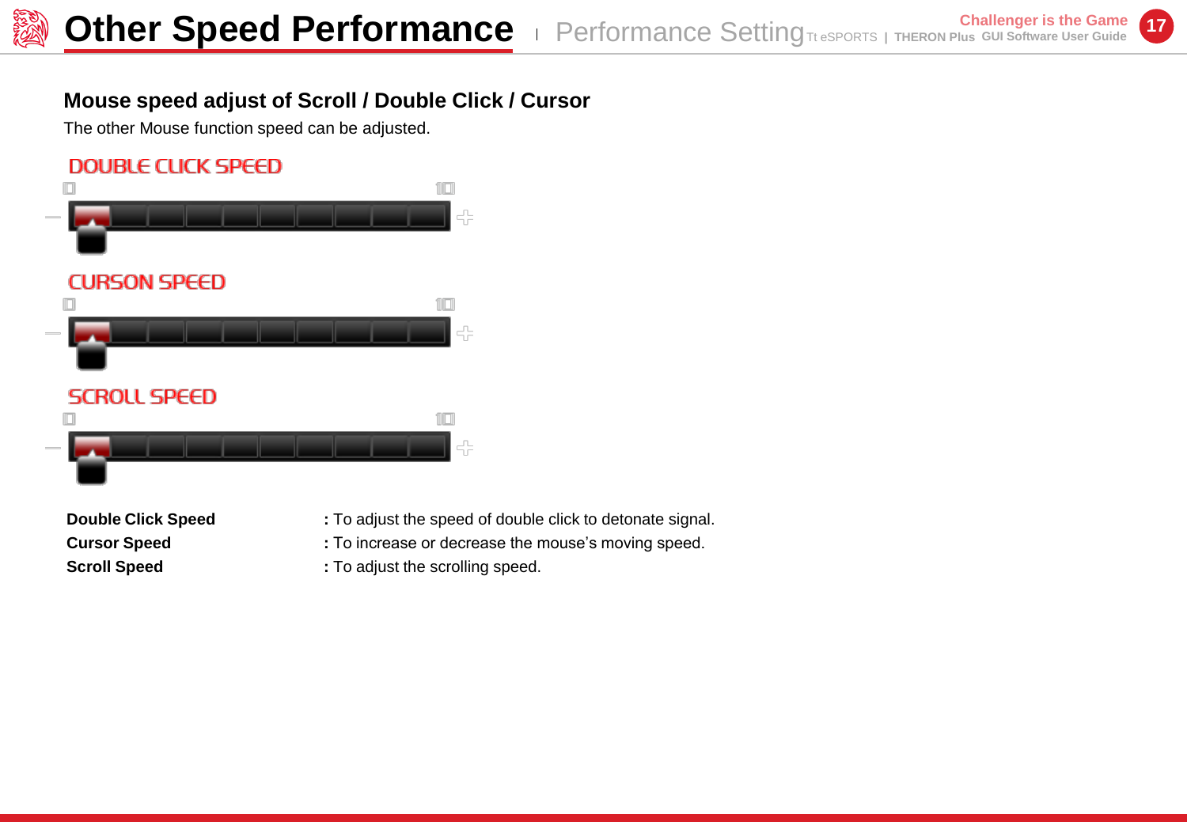# Other Speed Performance | Performance Setting

## Mouse speed adjust of Scroll / Double Click / Cursor

The other Mouse function speed can be adjusted.

DOUBLE CLICK SPEED

0 10

CURSON SPEED

0 10

SCROLL SPEED

0 10

| | |
|---|---|
| **Double Click Speed** | **:** To adjust the speed of double click to detonate signal. |
| **Cursor Speed** | **:** To increase or decrease the mouse's moving speed. |
| **Scroll Speed** | **:** To adjust the scrolling speed. |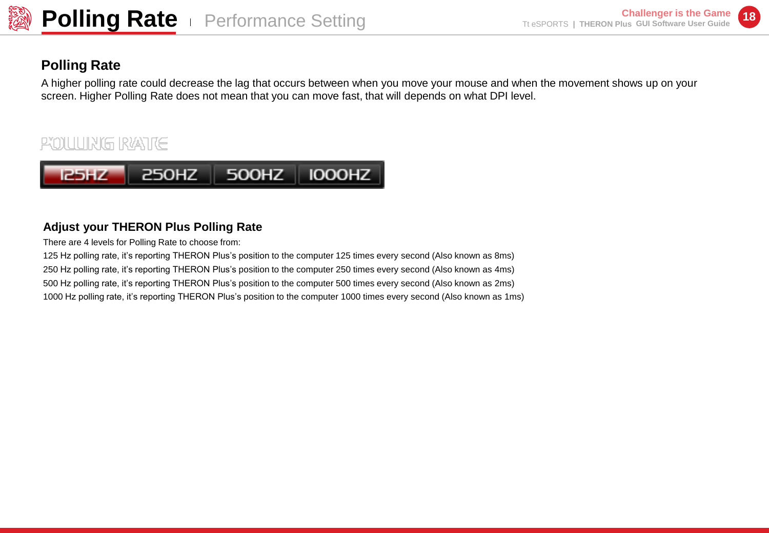# Polling Rate | Performance Setting

## Polling Rate

A higher polling rate could decrease the lag that occurs between when you move your mouse and when the movement shows up on your screen. Higher Polling Rate does not mean that you can move fast, that will depends on what DPI level.

POLLING RATE

125HZ | 250HZ | 500HZ | 1000HZ

### Adjust your THERON Plus Polling Rate

There are 4 levels for Polling Rate to choose from:

125 Hz polling rate, it's reporting THERON Plus's position to the computer 125 times every second (Also known as 8ms)

250 Hz polling rate, it's reporting THERON Plus's position to the computer 250 times every second (Also known as 4ms)

500 Hz polling rate, it's reporting THERON Plus's position to the computer 500 times every second (Also known as 2ms)

1000 Hz polling rate, it's reporting THERON Plus's position to the computer 1000 times every second (Also known as 1ms)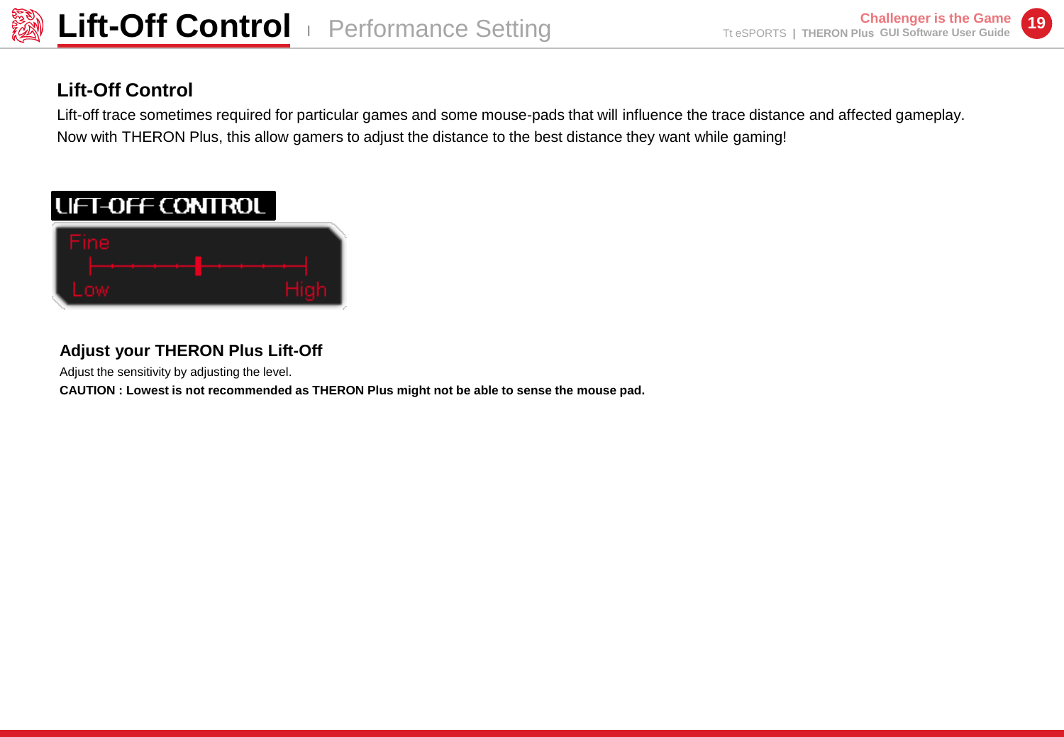# Lift-Off Control | Performance Setting

## Lift-Off Control

Lift-off trace sometimes required for particular games and some mouse-pads that will influence the trace distance and affected gameplay. Now with THERON Plus, this allow gamers to adjust the distance to the best distance they want while gaming!

LIFT-OFF CONTROL

Fine

Low High

### Adjust your THERON Plus Lift-Off

Adjust the sensitivity by adjusting the level.

**CAUTION : Lowest is not recommended as THERON Plus might not be able to sense the mouse pad.**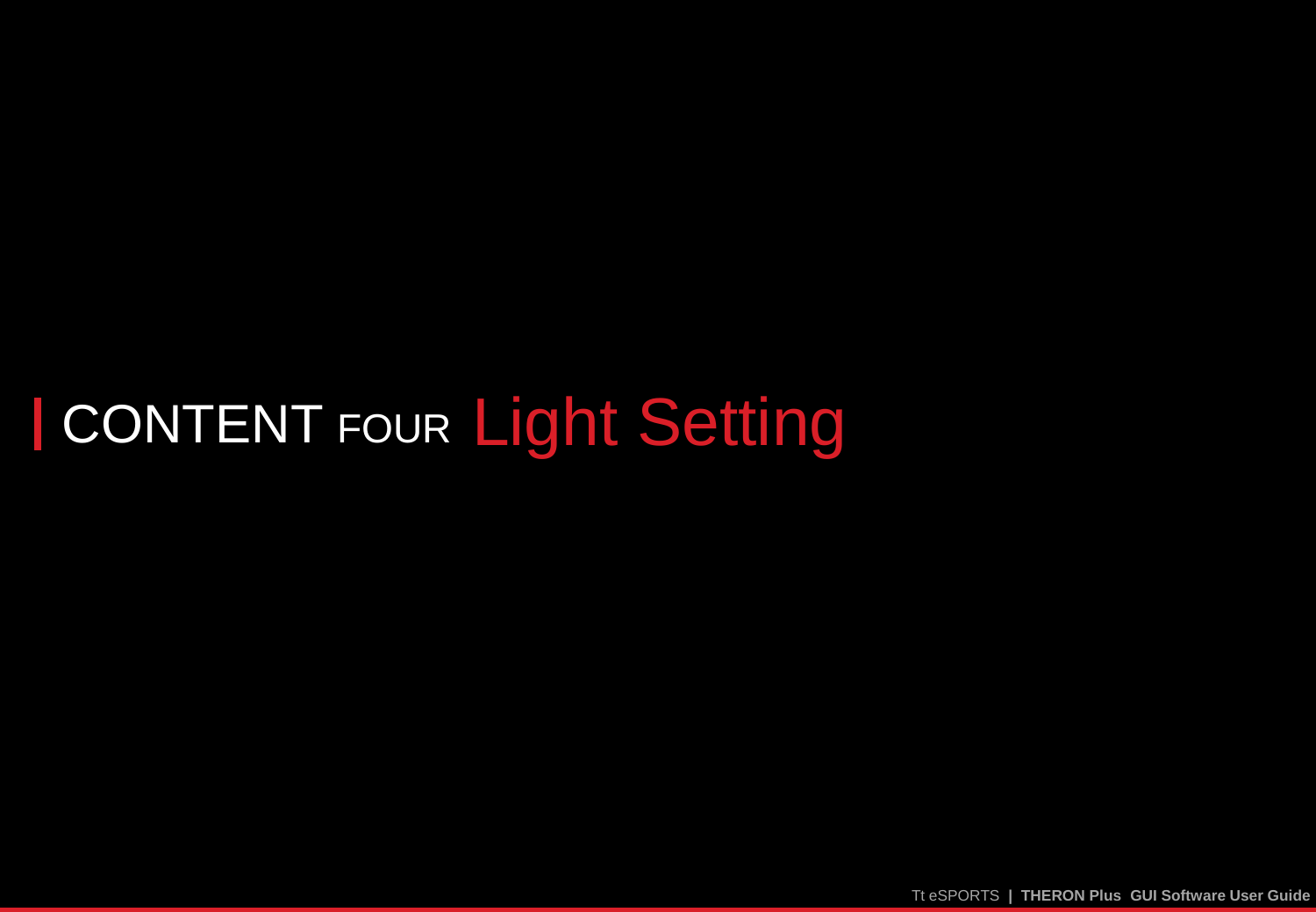# CONTENT FOUR Light Setting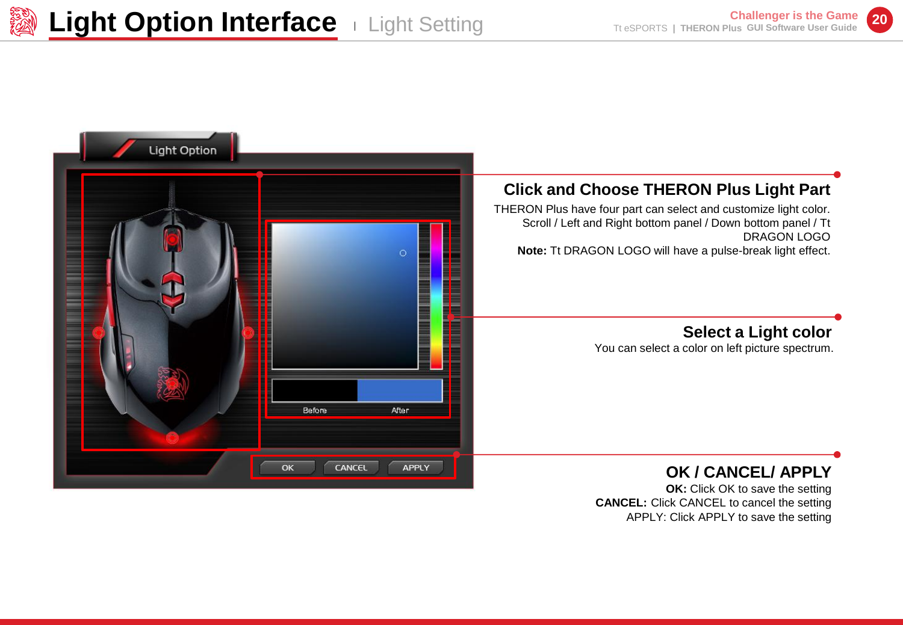# Light Option Interface | Light Setting

## Click and Choose THERON Plus Light Part

THERON Plus have four part can select and customize light color. Scroll / Left and Right bottom panel / Down bottom panel / Tt DRAGON LOGO

**Note:** Tt DRAGON LOGO will have a pulse-break light effect.

## Select a Light color

You can select a color on left picture spectrum.

## OK / CANCEL/ APPLY

**OK:** Click OK to save the setting

**CANCEL:** Click CANCEL to cancel the setting

APPLY: Click APPLY to save the setting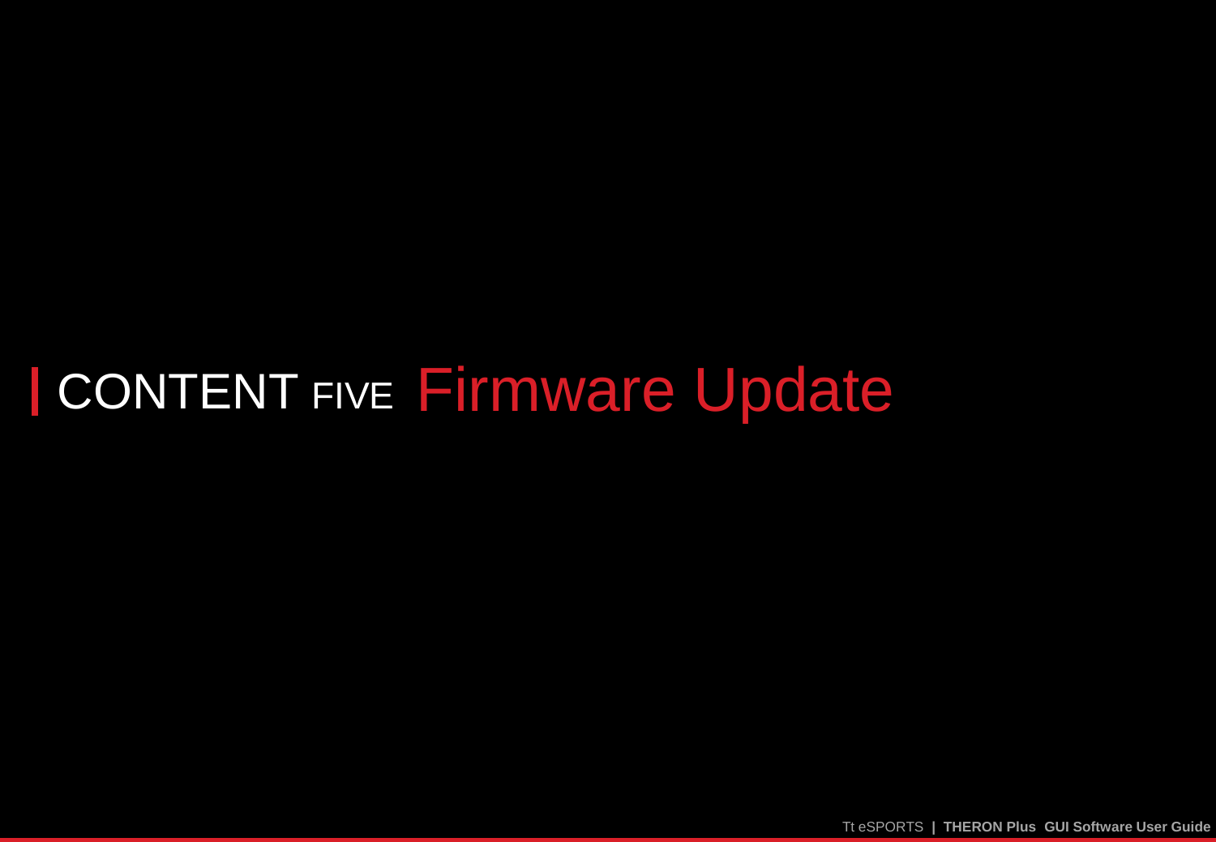# CONTENT FIVE Firmware Update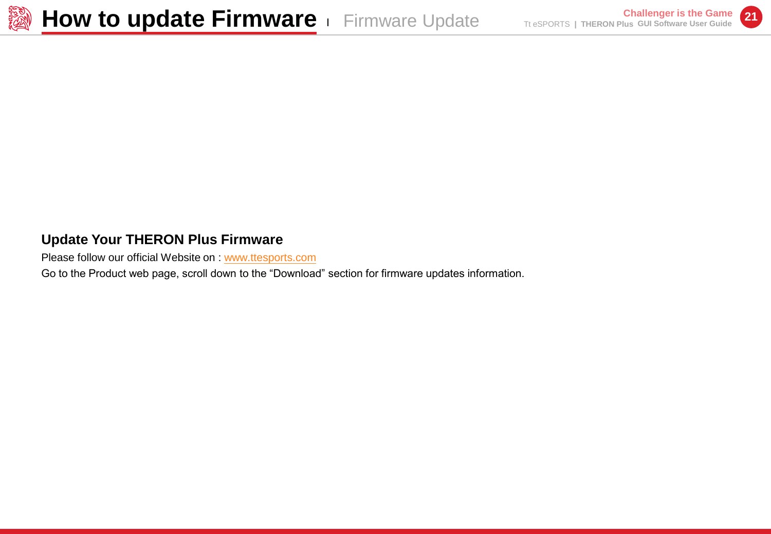# How to update Firmware | Firmware Update

**Update Your THERON Plus Firmware**

Please follow our official Website on : www.ttesports.com

Go to the Product web page, scroll down to the “Download” section for firmware updates information.